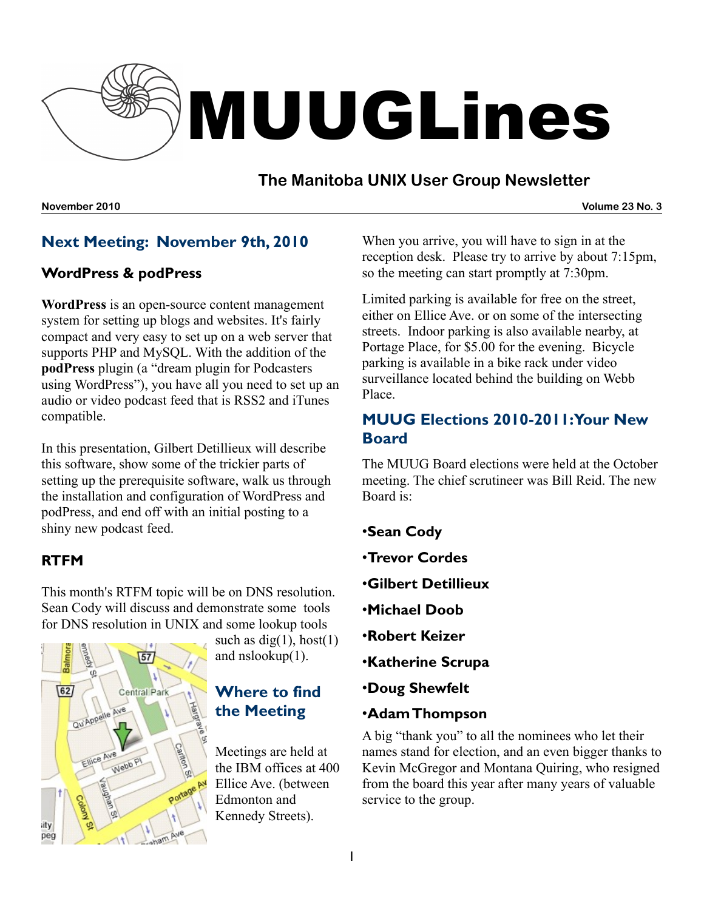# MUUGLines

## The Manitoba UNIX User Group Newsletter

**November 2010** — **Volume 23 No. 3**

## Next Meeting: November 9th, 2010

### WordPress & podPress

**WordPress** is an open-source content management system for setting up blogs and websites. It's fairly compact and very easy to set up on a web server that supports PHP and MySQL. With the addition of the **podPress** plugin (a "dream plugin for Podcasters using WordPress"), you have all you need to set up an audio or video podcast feed that is RSS2 and iTunes compatible.

In this presentation, Gilbert Detillieux will describe this software, show some of the trickier parts of setting up the prerequisite software, walk us through the installation and configuration of WordPress and podPress, and end off with an initial posting to a shiny new podcast feed.

### RTFM

This month's RTFM topic will be on DNS resolution. Sean Cody will discuss and demonstrate some tools for DNS resolution in UNIX and some lookup tools such as dig(1), host(1) and nslookup(1).

## Where to find the Meeting

Meetings are held at the IBM offices at 400 Ellice Ave. (between Edmonton and Kennedy Streets).

When you arrive, you will have to sign in at the reception desk. Please try to arrive by about 7:15pm, so the meeting can start promptly at 7:30pm.

Limited parking is available for free on the street, either on Ellice Ave. or on some of the intersecting streets. Indoor parking is also available nearby, at Portage Place, for $5.00 for the evening. Bicycle parking is available in a bike rack under video surveillance located behind the building on Webb Place.

## MUUG Elections 2010-2011: Your New Board

The MUUG Board elections were held at the October meeting. The chief scrutineer was Bill Reid. The new Board is:

- **Sean Cody**
- **Trevor Cordes**
- **Gilbert Detillieux**
- **Michael Doob**
- **Robert Keizer**
- **Katherine Scrupa**
- **Doug Shewfelt**
- **Adam Thompson**

A big "thank you" to all the nominees who let their names stand for election, and an even bigger thanks to Kevin McGregor and Montana Quiring, who resigned from the board this year after many years of valuable service to the group.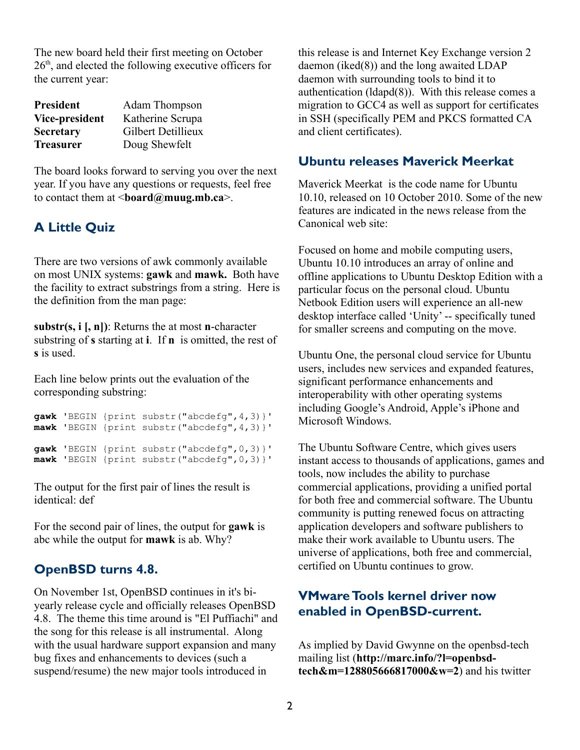The new board held their first meeting on October 26th, and elected the following executive officers for the current year:

| | |
|---|---|
| **President** | Adam Thompson |
| **Vice-president** | Katherine Scrupa |
| **Secretary** | Gilbert Detillieux |
| **Treasurer** | Doug Shewfelt |

The board looks forward to serving you over the next year. If you have any questions or requests, feel free to contact them at <**board@muug.mb.ca**>.

## A Little Quiz

There are two versions of awk commonly available on most UNIX systems: **gawk** and **mawk.** Both have the facility to extract substrings from a string. Here is the definition from the man page:

**substr(s, i [, n])**: Returns the at most **n**-character substring of **s** starting at **i**. If **n** is omitted, the rest of **s** is used.

Each line below prints out the evaluation of the corresponding substring:

```
gawk 'BEGIN {print substr("abcdefg",4,3)}'
mawk 'BEGIN {print substr("abcdefg",4,3)}'

gawk 'BEGIN {print substr("abcdefg",0,3)}'
mawk 'BEGIN {print substr("abcdefg",0,3)}'
```

The output for the first pair of lines the result is identical: def

For the second pair of lines, the output for **gawk** is abc while the output for **mawk** is ab. Why?

## OpenBSD turns 4.8.

On November 1st, OpenBSD continues in it's bi-yearly release cycle and officially releases OpenBSD 4.8. The theme this time around is "El Puffiachi" and the song for this release is all instrumental. Along with the usual hardware support expansion and many bug fixes and enhancements to devices (such a suspend/resume) the new major tools introduced in this release is and Internet Key Exchange version 2 daemon (iked(8)) and the long awaited LDAP daemon with surrounding tools to bind it to authentication (ldapd(8)). With this release comes a migration to GCC4 as well as support for certificates in SSH (specifically PEM and PKCS formatted CA and client certificates).

## Ubuntu releases Maverick Meerkat

Maverick Meerkat is the code name for Ubuntu 10.10, released on 10 October 2010. Some of the new features are indicated in the news release from the Canonical web site:

Focused on home and mobile computing users, Ubuntu 10.10 introduces an array of online and offline applications to Ubuntu Desktop Edition with a particular focus on the personal cloud. Ubuntu Netbook Edition users will experience an all-new desktop interface called 'Unity' -- specifically tuned for smaller screens and computing on the move.

Ubuntu One, the personal cloud service for Ubuntu users, includes new services and expanded features, significant performance enhancements and interoperability with other operating systems including Google's Android, Apple's iPhone and Microsoft Windows.

The Ubuntu Software Centre, which gives users instant access to thousands of applications, games and tools, now includes the ability to purchase commercial applications, providing a unified portal for both free and commercial software. The Ubuntu community is putting renewed focus on attracting application developers and software publishers to make their work available to Ubuntu users. The universe of applications, both free and commercial, certified on Ubuntu continues to grow.

## VMware Tools kernel driver now enabled in OpenBSD-current.

As implied by David Gwynne on the openbsd-tech mailing list (**http://marc.info/?l=openbsd-tech&m=128805666817000&w=2**) and his twitter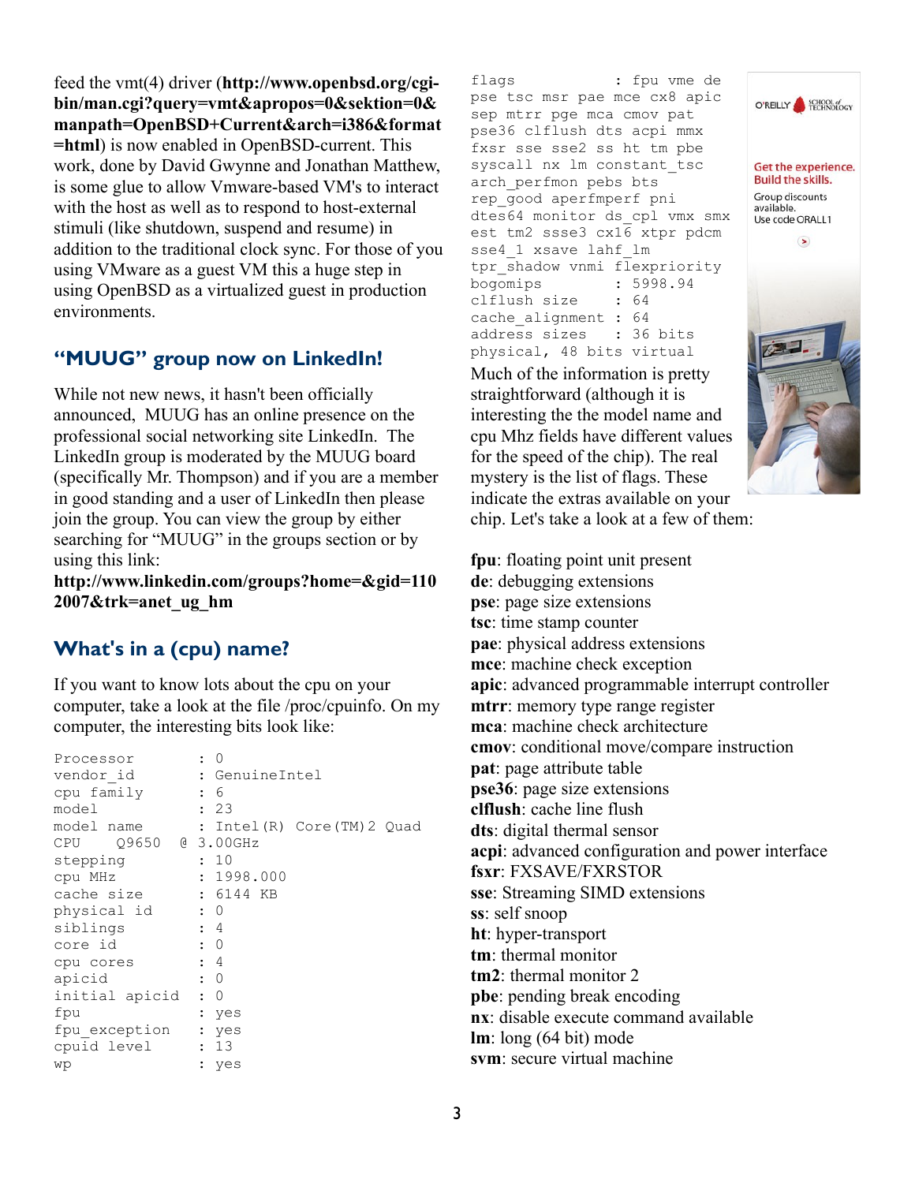feed the vmt(4) driver (**http://www.openbsd.org/cgi-bin/man.cgi?query=vmt&apropos=0&sektion=0&manpath=OpenBSD+Current&arch=i386&format=html**) is now enabled in OpenBSD-current. This work, done by David Gwynne and Jonathan Matthew, is some glue to allow Vmware-based VM's to interact with the host as well as to respond to host-external stimuli (like shutdown, suspend and resume) in addition to the traditional clock sync. For those of you using VMware as a guest VM this a huge step in using OpenBSD as a virtualized guest in production environments.

## "MUUG" group now on LinkedIn!

While not new news, it hasn't been officially announced, MUUG has an online presence on the professional social networking site LinkedIn. The LinkedIn group is moderated by the MUUG board (specifically Mr. Thompson) and if you are a member in good standing and a user of LinkedIn then please join the group. You can view the group by either searching for "MUUG" in the groups section or by using this link:
**http://www.linkedin.com/groups?home=&gid=1102007&trk=anet_ug_hm**

## What's in a (cpu) name?

If you want to know lots about the cpu on your computer, take a look at the file /proc/cpuinfo. On my computer, the interesting bits look like:

```
Processor         : 0
vendor_id         : GenuineIntel
cpu family        : 6
model             : 23
model name        : Intel(R) Core(TM)2 Quad
CPU    Q9650  @ 3.00GHz
stepping          : 10
cpu MHz           : 1998.000
cache size        : 6144 KB
physical id       : 0
siblings          : 4
core id           : 0
cpu cores         : 4
apicid            : 0
initial apicid    : 0
fpu               : yes
fpu_exception     : yes
cpuid level       : 13
wp                : yes
flags             : fpu vme de
pse tsc msr pae mce cx8 apic
sep mtrr pge mca cmov pat
pse36 clflush dts acpi mmx
fxsr sse sse2 ss ht tm pbe
syscall nx lm constant_tsc
arch_perfmon pebs bts
rep_good aperfmperf pni
dtes64 monitor ds_cpl vmx smx
est tm2 ssse3 cx16 xtpr pdcm
sse4_1 xsave lahf_lm
tpr_shadow vnmi flexpriority
bogomips          : 5998.94
clflush size      : 64
cache_alignment   : 64
address sizes     : 36 bits
physical, 48 bits virtual
```

Much of the information is pretty straightforward (although it is interesting the the model name and cpu Mhz fields have different values for the speed of the chip). The real mystery is the list of flags. These indicate the extras available on your chip. Let's take a look at a few of them:

**fpu**: floating point unit present
**de**: debugging extensions
**pse**: page size extensions
**tsc**: time stamp counter
**pae**: physical address extensions
**mce**: machine check exception
**apic**: advanced programmable interrupt controller
**mtrr**: memory type range register
**mca**: machine check architecture
**cmov**: conditional move/compare instruction
**pat**: page attribute table
**pse36**: page size extensions
**clflush**: cache line flush
**dts**: digital thermal sensor
**acpi**: advanced configuration and power interface
**fsxr**: FXSAVE/FXRSTOR
**sse**: Streaming SIMD extensions
**ss**: self snoop
**ht**: hyper-transport
**tm**: thermal monitor
**tm2**: thermal monitor 2
**pbe**: pending break encoding
**nx**: disable execute command available
**lm**: long (64 bit) mode
**svm**: secure virtual machine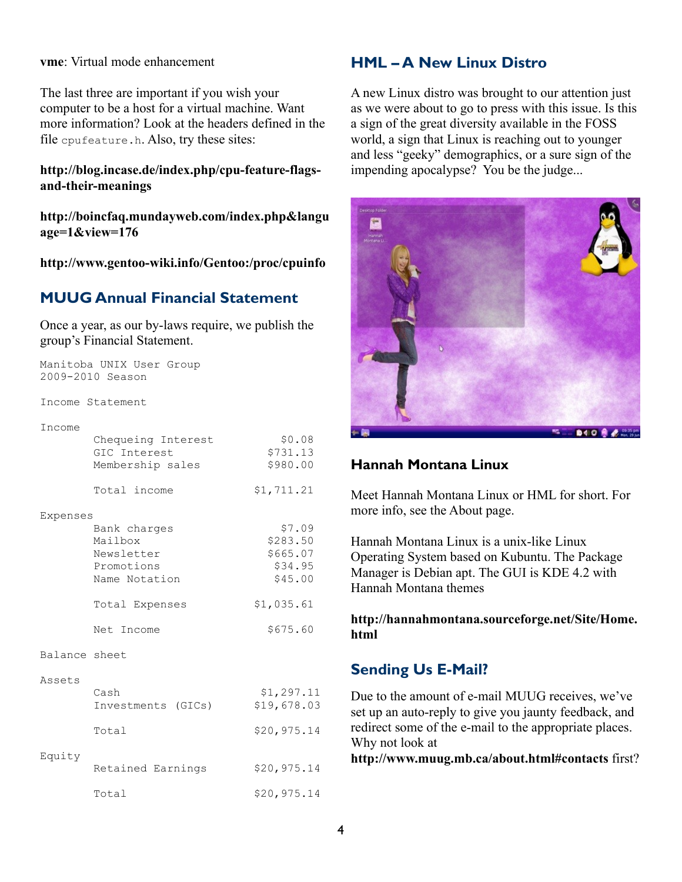**vme**: Virtual mode enhancement

The last three are important if you wish your computer to be a host for a virtual machine. Want more information? Look at the headers defined in the file `cpufeature.h`. Also, try these sites:

**http://blog.incase.de/index.php/cpu-feature-flags-and-their-meanings**

**http://boincfaq.mundayweb.com/index.php&language=1&view=176**

**http://www.gentoo-wiki.info/Gentoo:/proc/cpuinfo**

## MUUG Annual Financial Statement

Once a year, as our by-laws require, we publish the group's Financial Statement.

```
Manitoba UNIX User Group
2009-2010 Season

Income Statement

Income
          Chequeing Interest              $0.08
          GIC Interest                  $731.13
          Membership sales              $980.00

          Total income                $1,711.21

Expenses
          Bank charges                    $7.09
          Mailbox                       $283.50
          Newsletter                    $665.07
          Promotions                     $34.95
          Name Notation                  $45.00

          Total Expenses              $1,035.61

          Net Income                    $675.60

Balance sheet

Assets
          Cash                         $1,297.11
          Investments (GICs)          $19,678.03

          Total                       $20,975.14

Equity
          Retained Earnings           $20,975.14

          Total                       $20,975.14
```

## HML – A New Linux Distro

A new Linux distro was brought to our attention just as we were about to go to press with this issue. Is this a sign of the great diversity available in the FOSS world, a sign that Linux is reaching out to younger and less "geeky" demographics, or a sure sign of the impending apocalypse? You be the judge...

### Hannah Montana Linux

Meet Hannah Montana Linux or HML for short. For more info, see the About page.

Hannah Montana Linux is a unix-like Linux Operating System based on Kubuntu. The Package Manager is Debian apt. The GUI is KDE 4.2 with Hannah Montana themes

**http://hannahmontana.sourceforge.net/Site/Home.html**

## Sending Us E-Mail?

Due to the amount of e-mail MUUG receives, we've set up an auto-reply to give you jaunty feedback, and redirect some of the e-mail to the appropriate places. Why not look at **http://www.muug.mb.ca/about.html#contacts** first?